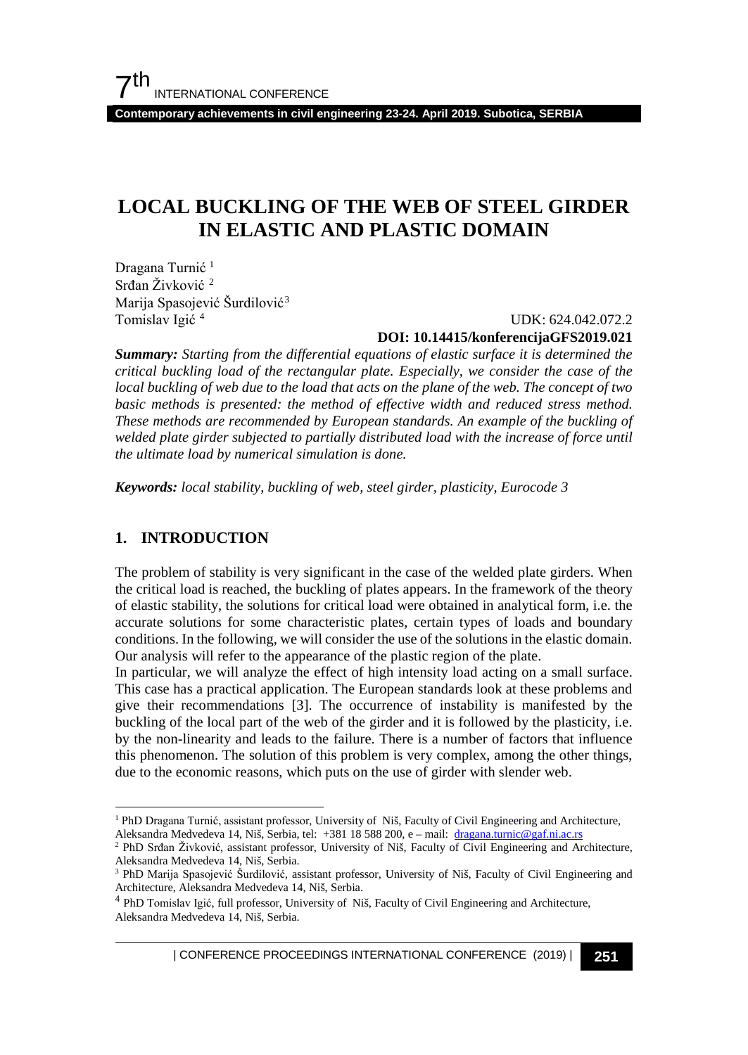# LOCAL BUCKLING OF THE WEB OF STEEL GIRDER IN ELASTIC AND PLASTIC DOMAIN

Dragana Turnić [1]
Srđan Živković [2]
Marija Spasojević Šurdilović [3]
Tomislav Igić [4]

UDK: 624.042.072.2
**DOI: 10.14415/konferencijaGFS2019.021**

***Summary:*** *Starting from the differential equations of elastic surface it is determined the critical buckling load of the rectangular plate. Especially, we consider the case of the local buckling of web due to the load that acts on the plane of the web. The concept of two basic methods is presented: the method of effective width and reduced stress method. These methods are recommended by European standards. An example of the buckling of welded plate girder subjected to partially distributed load with the increase of force until the ultimate load by numerical simulation is done.*

***Keywords:*** *local stability, buckling of web, steel girder, plasticity, Eurocode 3*

## 1. INTRODUCTION

The problem of stability is very significant in the case of the welded plate girders. When the critical load is reached, the buckling of plates appears. In the framework of the theory of elastic stability, the solutions for critical load were obtained in analytical form, i.e. the accurate solutions for some characteristic plates, certain types of loads and boundary conditions. In the following, we will consider the use of the solutions in the elastic domain. Our analysis will refer to the appearance of the plastic region of the plate.

In particular, we will analyze the effect of high intensity load acting on a small surface. This case has a practical application. The European standards look at these problems and give their recommendations [3]. The occurrence of instability is manifested by the buckling of the local part of the web of the girder and it is followed by the plasticity, i.e. by the non-linearity and leads to the failure. There is a number of factors that influence this phenomenon. The solution of this problem is very complex, among the other things, due to the economic reasons, which puts on the use of girder with slender web.

---

[1] PhD Dragana Turnić, assistant professor, University of Niš, Faculty of Civil Engineering and Architecture, Aleksandra Medvedeva 14, Niš, Serbia, tel: +381 18 588 200, e – mail: dragana.turnic@gaf.ni.ac.rs

[2] PhD Srđan Živković, assistant professor, University of Niš, Faculty of Civil Engineering and Architecture, Aleksandra Medvedeva 14, Niš, Serbia.

[3] PhD Marija Spasojević Šurdilović, assistant professor, University of Niš, Faculty of Civil Engineering and Architecture, Aleksandra Medvedeva 14, Niš, Serbia.

[4] PhD Tomislav Igić, full professor, University of Niš, Faculty of Civil Engineering and Architecture, Aleksandra Medvedeva 14, Niš, Serbia.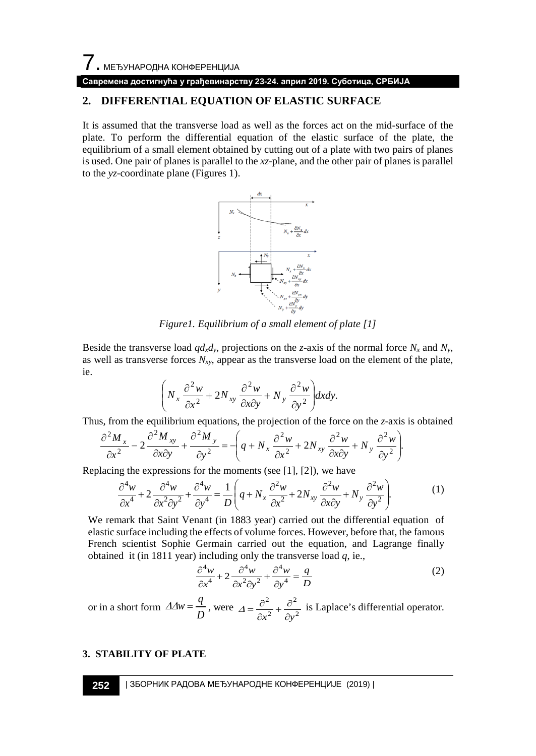## 2. DIFFERENTIAL EQUATION OF ELASTIC SURFACE

It is assumed that the transverse load as well as the forces act on the mid-surface of the plate. To perform the differential equation of the elastic surface of the plate, the equilibrium of a small element obtained by cutting out of a plate with two pairs of planes is used. One pair of planes is parallel to the *xz*-plane, and the other pair of planes is parallel to the *yz*-coordinate plane (Figures 1).

*Figure1. Equilibrium of a small element of plate [1]*

Beside the transverse load $qd_xd_y$, projections on the *z*-axis of the normal force $N_x$ and $N_y$, as well as transverse forces $N_{xy}$, appear as the transverse load on the element of the plate, ie.

$$\left( N_x \frac{\partial^2 w}{\partial x^2} + 2N_{xy} \frac{\partial^2 w}{\partial x \partial y} + N_y \frac{\partial^2 w}{\partial y^2} \right) dxdy.$$

Thus, from the equilibrium equations, the projection of the force on the *z*-axis is obtained

$$\frac{\partial^2 M_x}{\partial x^2} - 2\frac{\partial^2 M_{xy}}{\partial x \partial y} + \frac{\partial^2 M_y}{\partial y^2} = -\left( q + N_x \frac{\partial^2 w}{\partial x^2} + 2N_{xy} \frac{\partial^2 w}{\partial x \partial y} + N_y \frac{\partial^2 w}{\partial y^2} \right).$$

Replacing the expressions for the moments (see [1], [2]), we have

$$\frac{\partial^4 w}{\partial x^4} + 2\frac{\partial^4 w}{\partial x^2 \partial y^2} + \frac{\partial^4 w}{\partial y^4} = \frac{1}{D}\left( q + N_x \frac{\partial^2 w}{\partial x^2} + 2N_{xy} \frac{\partial^2 w}{\partial x \partial y} + N_y \frac{\partial^2 w}{\partial y^2} \right). \tag{1}$$

We remark that Saint Venant (in 1883 year) carried out the differential equation of elastic surface including the effects of volume forces. However, before that, the famous French scientist Sophie Germain carried out the equation, and Lagrange finally obtained it (in 1811 year) including only the transverse load $q$, ie.,

$$\frac{\partial^4 w}{\partial x^4} + 2\frac{\partial^4 w}{\partial x^2 \partial y^2} + \frac{\partial^4 w}{\partial y^4} = \frac{q}{D} \tag{2}$$

or in a short form $\Delta\Delta w = \dfrac{q}{D}$, were $\Delta = \dfrac{\partial^2}{\partial x^2} + \dfrac{\partial^2}{\partial y^2}$ is Laplace's differential operator.

## 3. STABILITY OF PLATE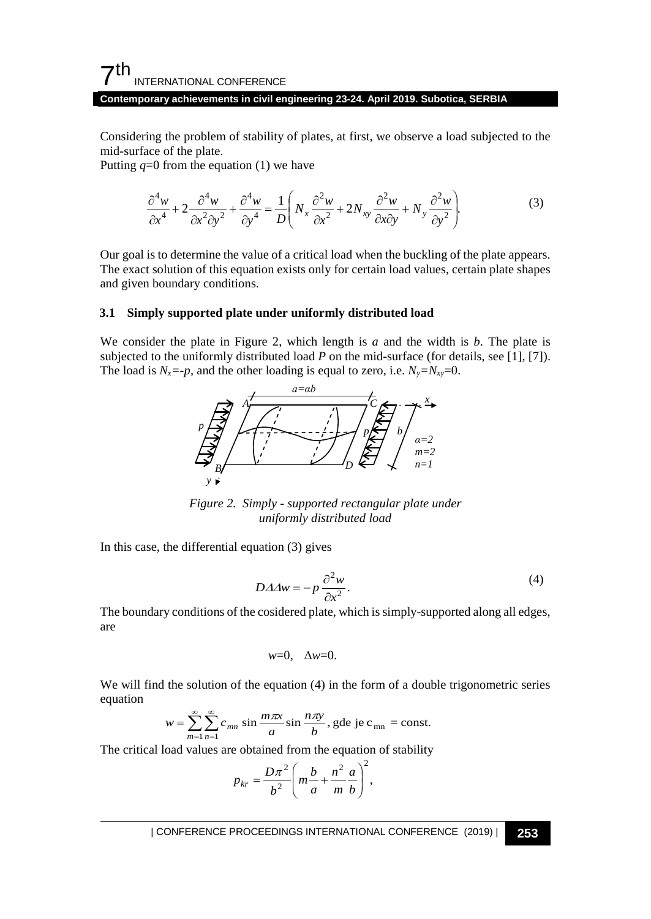Considering the problem of stability of plates, at first, we observe a load subjected to the mid-surface of the plate.

Putting $q=0$ from the equation (1) we have

$$\frac{\partial^4 w}{\partial x^4}+2\frac{\partial^4 w}{\partial x^2 \partial y^2}+\frac{\partial^4 w}{\partial y^4}=\frac{1}{D}\left(N_x\frac{\partial^2 w}{\partial x^2}+2N_{xy}\frac{\partial^2 w}{\partial x \partial y}+N_y\frac{\partial^2 w}{\partial y^2}\right). \tag{3}$$

Our goal is to determine the value of a critical load when the buckling of the plate appears. The exact solution of this equation exists only for certain load values, certain plate shapes and given boundary conditions.

### 3.1 Simply supported plate under uniformly distributed load

We consider the plate in Figure 2, which length is $a$ and the width is $b$. The plate is subjected to the uniformly distributed load $P$ on the mid-surface (for details, see [1], [7]). The load is $N_x=-p$, and the other loading is equal to zero, i.e. $N_y=N_{xy}=0$.

*Figure 2. Simply - supported rectangular plate under uniformly distributed load*

In this case, the differential equation (3) gives

$$D\Delta\Delta w=-p\frac{\partial^2 w}{\partial x^2}. \tag{4}$$

The boundary conditions of the cosidered plate, which is simply-supported along all edges, are

$$w=0, \quad \Delta w=0.$$

We will find the solution of the equation (4) in the form of a double trigonometric series equation

$$w=\sum_{m=1}^{\infty}\sum_{n=1}^{\infty}c_{mn}\sin\frac{m\pi x}{a}\sin\frac{n\pi y}{b}, \text{ gde je } c_{mn}=\text{const.}$$

The critical load values are obtained from the equation of stability

$$p_{kr}=\frac{D\pi^2}{b^2}\left(m\frac{b}{a}+\frac{n^2}{m}\frac{a}{b}\right)^2,$$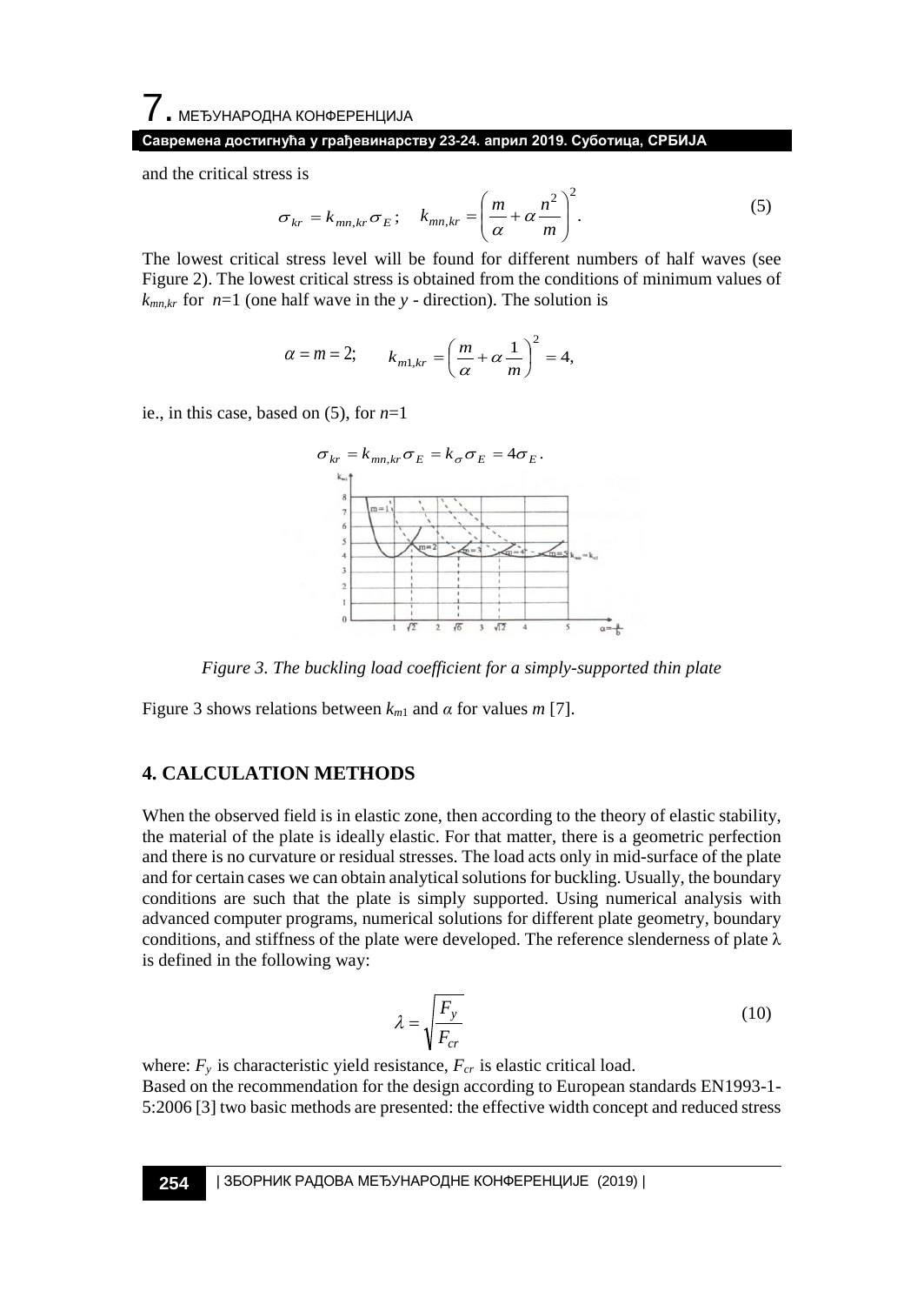and the critical stress is

$$\sigma_{kr} = k_{mn,kr}\sigma_E; \quad k_{mn,kr} = \left(\frac{m}{\alpha} + \alpha\frac{n^2}{m}\right)^2. \tag{5}$$

The lowest critical stress level will be found for different numbers of half waves (see Figure 2). The lowest critical stress is obtained from the conditions of minimum values of $k_{mn,kr}$ for $n$=1 (one half wave in the $y$ - direction). The solution is

$$\alpha = m = 2; \qquad k_{m1,kr} = \left(\frac{m}{\alpha} + \alpha\frac{1}{m}\right)^2 = 4,$$

ie., in this case, based on (5), for $n$=1

$$\sigma_{kr} = k_{mn,kr}\sigma_E = k_\sigma\sigma_E = 4\sigma_E.$$

*Figure 3. The buckling load coefficient for a simply-supported thin plate*

Figure 3 shows relations between $k_{m1}$ and $\alpha$ for values $m$ [7].

## 4. CALCULATION METHODS

When the observed field is in elastic zone, then according to the theory of elastic stability, the material of the plate is ideally elastic. For that matter, there is a geometric perfection and there is no curvature or residual stresses. The load acts only in mid-surface of the plate and for certain cases we can obtain analytical solutions for buckling. Usually, the boundary conditions are such that the plate is simply supported. Using numerical analysis with advanced computer programs, numerical solutions for different plate geometry, boundary conditions, and stiffness of the plate were developed. The reference slenderness of plate $\lambda$ is defined in the following way:

$$\lambda = \sqrt{\frac{F_y}{F_{cr}}} \tag{10}$$

where: $F_y$ is characteristic yield resistance, $F_{cr}$ is elastic critical load.
Based on the recommendation for the design according to European standards EN1993-1-5:2006 [3] two basic methods are presented: the effective width concept and reduced stress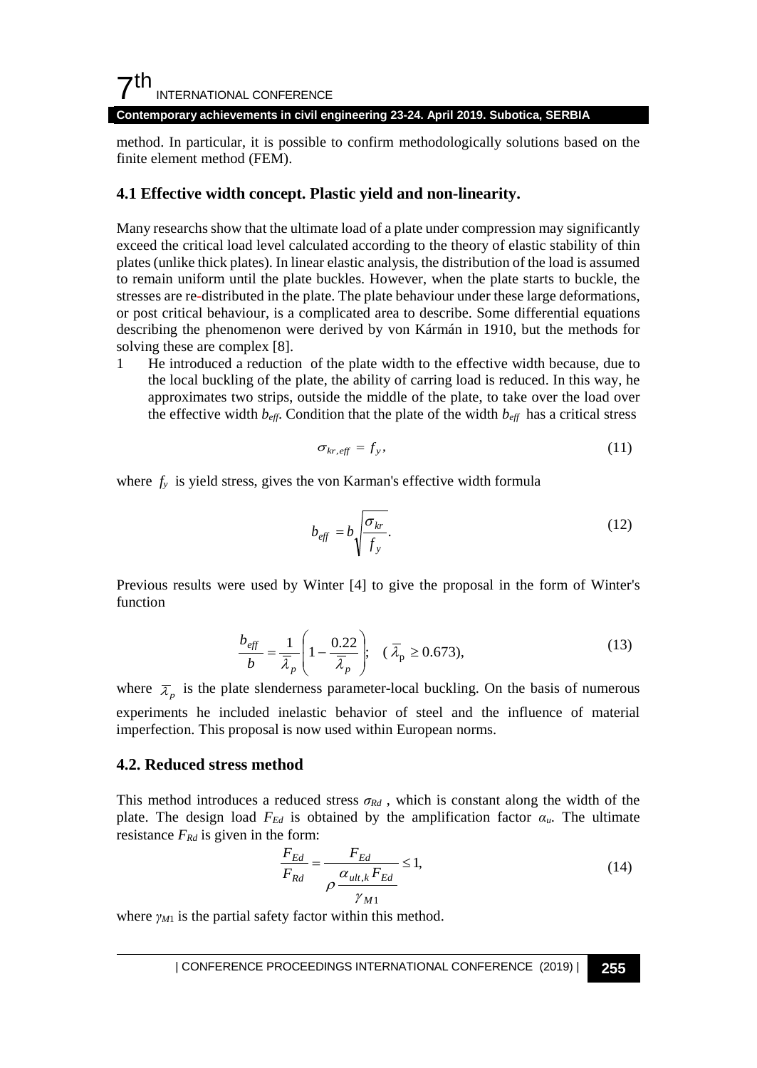method. In particular, it is possible to confirm methodologically solutions based on the finite element method (FEM).

### 4.1 Effective width concept. Plastic yield and non-linearity.

Many researchs show that the ultimate load of a plate under compression may significantly exceed the critical load level calculated according to the theory of elastic stability of thin plates (unlike thick plates). In linear elastic analysis, the distribution of the load is assumed to remain uniform until the plate buckles. However, when the plate starts to buckle, the stresses are re-distributed in the plate. The plate behaviour under these large deformations, or post critical behaviour, is a complicated area to describe. Some differential equations describing the phenomenon were derived by von Kármán in 1910, but the methods for solving these are complex [8].

1. He introduced a reduction of the plate width to the effective width because, due to the local buckling of the plate, the ability of carring load is reduced. In this way, he approximates two strips, outside the middle of the plate, to take over the load over the effective width $b_{eff}$. Condition that the plate of the width $b_{eff}$ has a critical stress

$$\sigma_{kr,eff} = f_y, \tag{11}$$

where $f_y$ is yield stress, gives the von Karman's effective width formula

$$b_{eff} = b\sqrt{\frac{\sigma_{kr}}{f_y}}. \tag{12}$$

Previous results were used by Winter [4] to give the proposal in the form of Winter's function

$$\frac{b_{eff}}{b} = \frac{1}{\overline{\lambda}_p}\left(1 - \frac{0.22}{\overline{\lambda}_p}\right); \quad (\overline{\lambda}_{\mathrm{p}} \geq 0.673), \tag{13}$$

where $\overline{\lambda}_p$ is the plate slenderness parameter-local buckling. On the basis of numerous experiments he included inelastic behavior of steel and the influence of material imperfection. This proposal is now used within European norms.

### 4.2. Reduced stress method

This method introduces a reduced stress $\sigma_{Rd}$ , which is constant along the width of the plate. The design load $F_{Ed}$ is obtained by the amplification factor $\alpha_u$. The ultimate resistance $F_{Rd}$ is given in the form:

$$\frac{F_{Ed}}{F_{Rd}} = \frac{F_{Ed}}{\rho \dfrac{\alpha_{ult,k} F_{Ed}}{\gamma_{M1}}} \leq 1, \tag{14}$$

where $\gamma_{M1}$ is the partial safety factor within this method.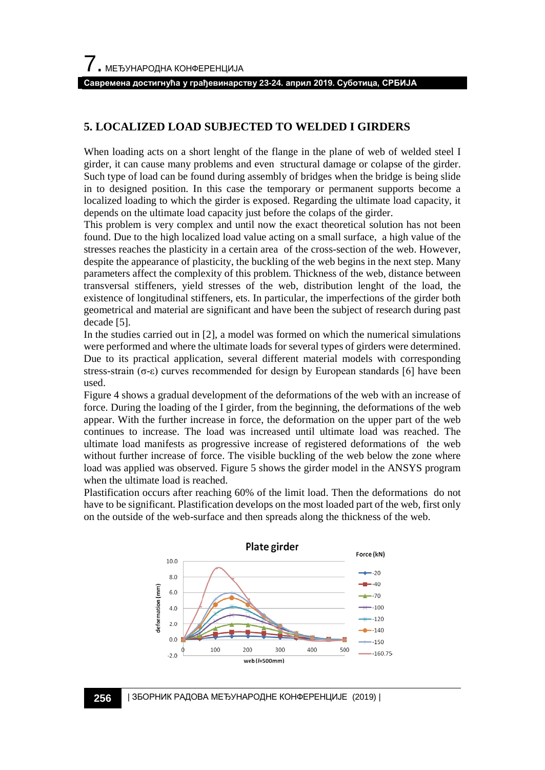## 5. LOCALIZED LOAD SUBJECTED TO WELDED I GIRDERS

When loading acts on a short lenght of the flange in the plane of web of welded steel I girder, it can cause many problems and even structural damage or colapse of the girder. Such type of load can be found during assembly of bridges when the bridge is being slide in to designed position. In this case the temporary or permanent supports become a localized loading to which the girder is exposed. Regarding the ultimate load capacity, it depends on the ultimate load capacity just before the colaps of the girder.

This problem is very complex and until now the exact theoretical solution has not been found. Due to the high localized load value acting on a small surface, a high value of the stresses reaches the plasticity in a certain area of the cross-section of the web. However, despite the appearance of plasticity, the buckling of the web begins in the next step. Many parameters affect the complexity of this problem. Thickness of the web, distance between transversal stiffeners, yield stresses of the web, distribution lenght of the load, the existence of longitudinal stiffeners, ets. In particular, the imperfections of the girder both geometrical and material are significant and have been the subject of research during past decade [5].

In the studies carried out in [2], a model was formed on which the numerical simulations were performed and where the ultimate loads for several types of girders were determined. Due to its practical application, several different material models with corresponding stress-strain (σ-ε) curves recommended for design by European standards [6] have been used.

Figure 4 shows a gradual development of the deformations of the web with an increase of force. During the loading of the I girder, from the beginning, the deformations of the web appear. With the further increase in force, the deformation on the upper part of the web continues to increase. The load was increased until ultimate load was reached. The ultimate load manifests as progressive increase of registered deformations of the web without further increase of force. The visible buckling of the web below the zone where load was applied was observed. Figure 5 shows the girder model in the ANSYS program when the ultimate load is reached.

Plastification occurs after reaching 60% of the limit load. Then the deformations do not have to be significant. Plastification develops on the most loaded part of the web, first only on the outside of the web-surface and then spreads along the thickness of the web.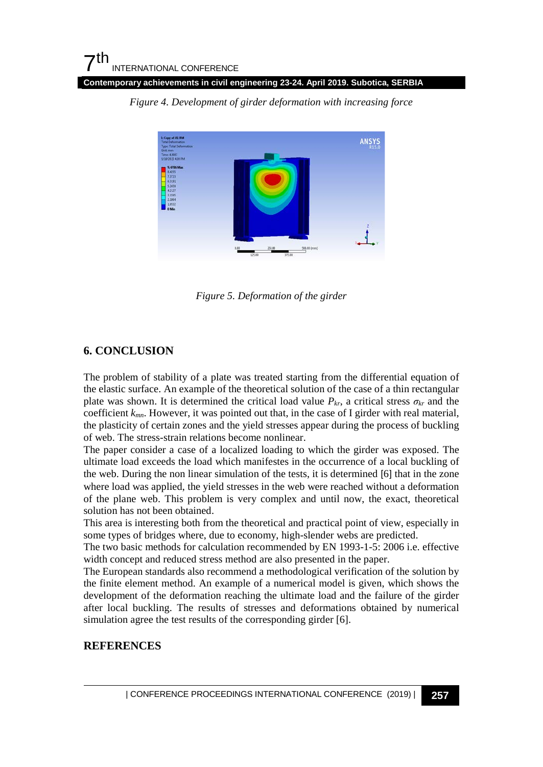*Figure 4. Development of girder deformation with increasing force*

*Figure 5. Deformation of the girder*

## 6. CONCLUSION

The problem of stability of a plate was treated starting from the differential equation of the elastic surface. An example of the theoretical solution of the case of a thin rectangular plate was shown. It is determined the critical load value $P_{kr}$, a critical stress $\sigma_{kr}$ and the coefficient $k_{mn}$. However, it was pointed out that, in the case of I girder with real material, the plasticity of certain zones and the yield stresses appear during the process of buckling of web. The stress-strain relations become nonlinear.

The paper consider a case of a localized loading to which the girder was exposed. The ultimate load exceeds the load which manifestes in the occurrence of a local buckling of the web. During the non linear simulation of the tests, it is determined [6] that in the zone where load was applied, the yield stresses in the web were reached without a deformation of the plane web. This problem is very complex and until now, the exact, theoretical solution has not been obtained.

This area is interesting both from the theoretical and practical point of view, especially in some types of bridges where, due to economy, high-slender webs are predicted.

The two basic methods for calculation recommended by EN 1993-1-5: 2006 i.e. effective width concept and reduced stress method are also presented in the paper.

The European standards also recommend a methodological verification of the solution by the finite element method. An example of a numerical model is given, which shows the development of the deformation reaching the ultimate load and the failure of the girder after local buckling. The results of stresses and deformations obtained by numerical simulation agree the test results of the corresponding girder [6].

## REFERENCES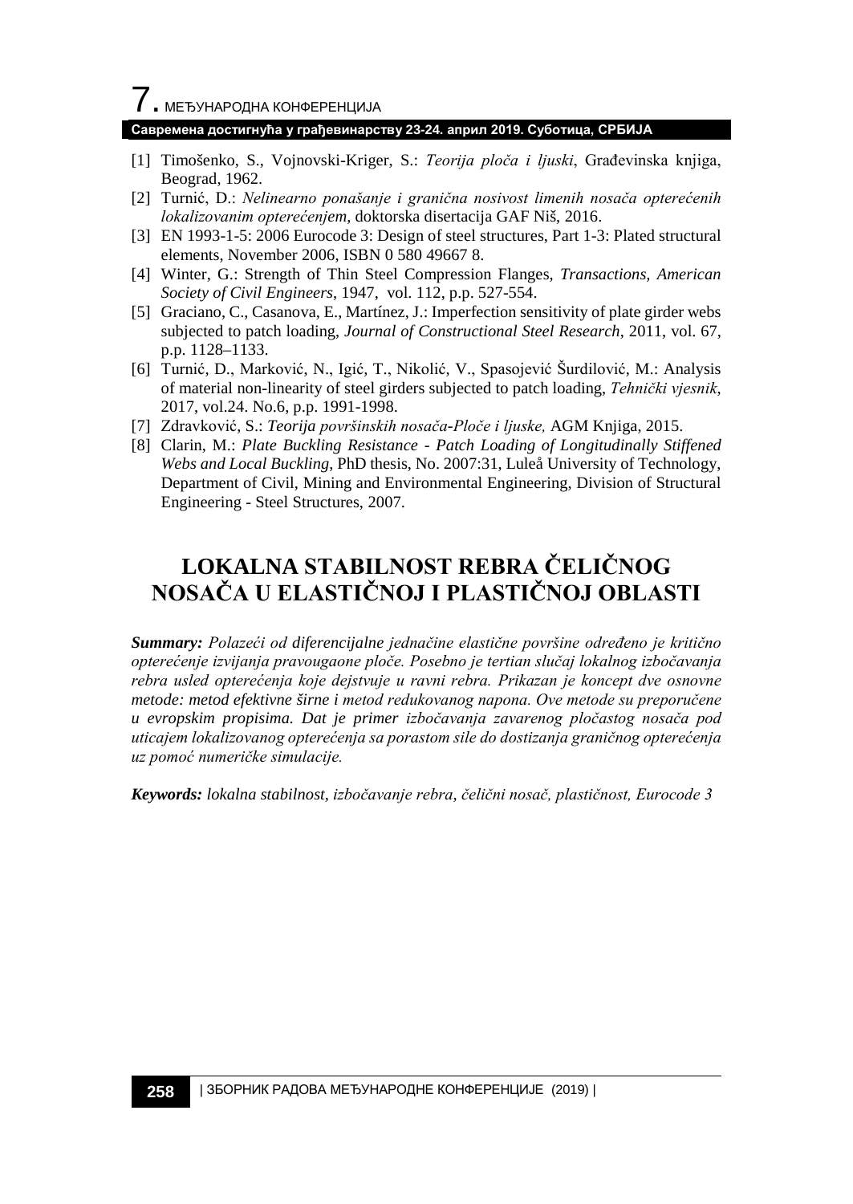[1] Timošenko, S., Vojnovski-Kriger, S.: *Teorija ploča i ljuski*, Građevinska knjiga, Beograd, 1962.

[2] Turnić, D.: *Nelinearno ponašanje i granična nosivost limenih nosača opterećenih lokalizovanim opterećenjem*, doktorska disertacija GAF Niš, 2016.

[3] EN 1993-1-5: 2006 Eurocode 3: Design of steel structures, Part 1-3: Plated structural elements, November 2006, ISBN 0 580 49667 8.

[4] Winter, G.: Strength of Thin Steel Compression Flanges, *Transactions, American Society of Civil Engineers*, 1947, vol. 112, p.p. 527-554.

[5] Graciano, C., Casanova, E., Martínez, J.: Imperfection sensitivity of plate girder webs subjected to patch loading, *Journal of Constructional Steel Research*, 2011, vol. 67, p.p. 1128–1133.

[6] Turnić, D., Marković, N., Igić, T., Nikolić, V., Spasojević Šurdilović, M.: Analysis of material non-linearity of steel girders subjected to patch loading, *Tehnički vjesnik*, 2017, vol.24. No.6, p.p. 1991-1998.

[7] Zdravković, S.: *Teorija površinskih nosača-Ploče i ljuske,* AGM Knjiga, 2015.

[8] Clarin, M.: *Plate Buckling Resistance - Patch Loading of Longitudinally Stiffened Webs and Local Buckling*, PhD thesis, No. 2007:31, Luleå University of Technology, Department of Civil, Mining and Environmental Engineering, Division of Structural Engineering - Steel Structures, 2007.

# LOKALNA STABILNOST REBRA ČELIČNOG NOSAČA U ELASTIČNOJ I PLASTIČNOJ OBLASTI

***Summary:*** *Polazeći od diferencijalne jednačine elastične površine određeno je kritično opterećenje izvijanja pravougaone ploče. Posebno je tertian slučaj lokalnog izbočavanja rebra usled opterećenja koje dejstvuje u ravni rebra. Prikazan je koncept dve osnovne metode: metod efektivne širne i metod redukovanog napona. Ove metode su preporučene u evropskim propisima. Dat je primer izbočavanja zavarenog pločastog nosača pod uticajem lokalizovanog opterećenja sa porastom sile do dostizanja graničnog opterećenja uz pomoć numeričke simulacije.*

***Keywords:*** *lokalna stabilnost, izbočavanje rebra, čelični nosač, plastičnost, Eurocode 3*